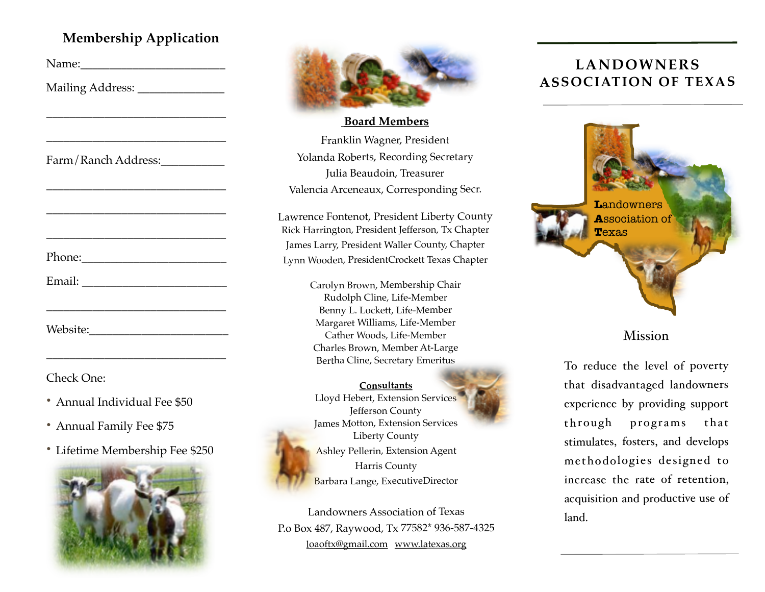## Membership Application

Name:________________________

Mailing Address: ______________

______________________________

______________________________

Farm/Ranch Address:__________

______________________________

______________________________

______________________________

Phone:________________________

Email: ________________________

______________________________

Website:_______________________

______________________________

Check One:

- Annual Individual Fee $50
- Annual Family Fee $75
- Lifetime Membership Fee $250

**Board Members**

Franklin Wagner, President
Yolanda Roberts, Recording Secretary
Julia Beaudoin, Treasurer
Valencia Arceneaux, Corresponding Secr.

Lawrence Fontenot, President Liberty County
Rick Harrington, President Jefferson, Tx Chapter
James Larry, President Waller County, Chapter
Lynn Wooden, PresidentCrockett Texas Chapter

Carolyn Brown, Membership Chair
Rudolph Cline, Life-Member
Benny L. Lockett, Life-Member
Margaret Williams, Life-Member
Cather Woods, Life-Member
Charles Brown, Member At-Large
Bertha Cline, Secretary Emeritus

**Consultants**

Lloyd Hebert, Extension Services
Jefferson County
James Motton, Extension Services
Liberty County
Ashley Pellerin, Extension Agent
Harris County
Barbara Lange, ExecutiveDirector

Landowners Association of Texas
P.o Box 487, Raywood, Tx 77582* 936-587-4325
loaoftx@gmail.com www.latexas.org

# LANDOWNERS ASSOCIATION OF TEXAS

**L**andowners **A**ssociation of **T**exas

## Mission

To reduce the level of poverty that disadvantaged landowners experience by providing support through programs that stimulates, fosters, and develops methodologies designed to increase the rate of retention, acquisition and productive use of land.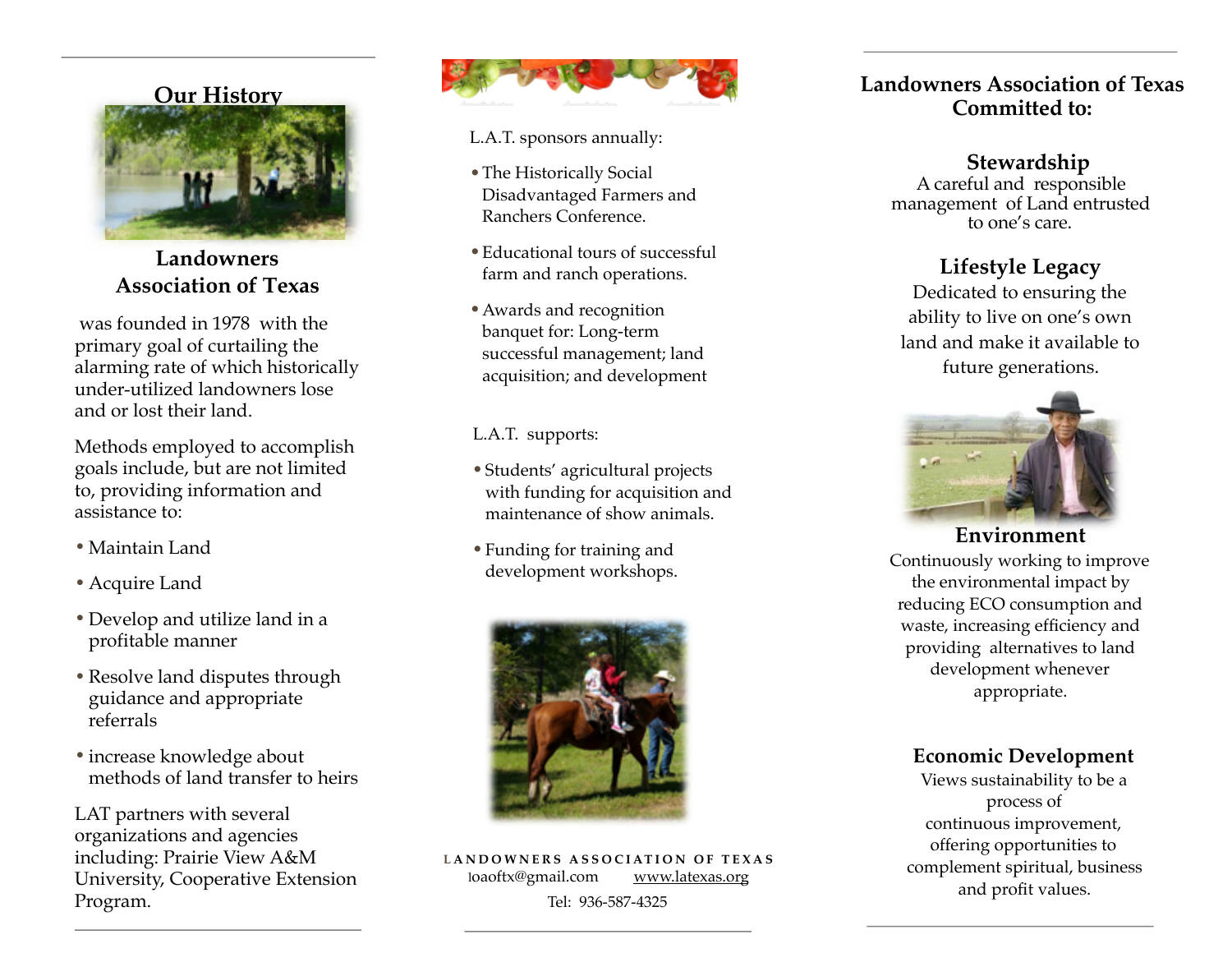## Our History

**Landowners Association of Texas**

was founded in 1978 with the primary goal of curtailing the alarming rate of which historically under-utilized landowners lose and or lost their land.

Methods employed to accomplish goals include, but are not limited to, providing information and assistance to:

- Maintain Land
- Acquire Land
- Develop and utilize land in a profitable manner
- Resolve land disputes through guidance and appropriate referrals
- increase knowledge about methods of land transfer to heirs

LAT partners with several organizations and agencies including: Prairie View A&M University, Cooperative Extension Program.

L.A.T. sponsors annually:

- The Historically Social Disadvantaged Farmers and Ranchers Conference.
- Educational tours of successful farm and ranch operations.
- Awards and recognition banquet for: Long-term successful management; land acquisition; and development

L.A.T. supports:

- Students' agricultural projects with funding for acquisition and maintenance of show animals.
- Funding for training and development workshops.

LANDOWNERS ASSOCIATION OF TEXAS
loaoftx@gmail.com www.latexas.org
Tel: 936-587-4325

## Landowners Association of Texas Committed to:

### Stewardship

A careful and responsible management of Land entrusted to one's care.

### Lifestyle Legacy

Dedicated to ensuring the ability to live on one's own land and make it available to future generations.

### Environment

Continuously working to improve the environmental impact by reducing ECO consumption and waste, increasing efficiency and providing alternatives to land development whenever appropriate.

### Economic Development

Views sustainability to be a process of continuous improvement, offering opportunities to complement spiritual, business and profit values.